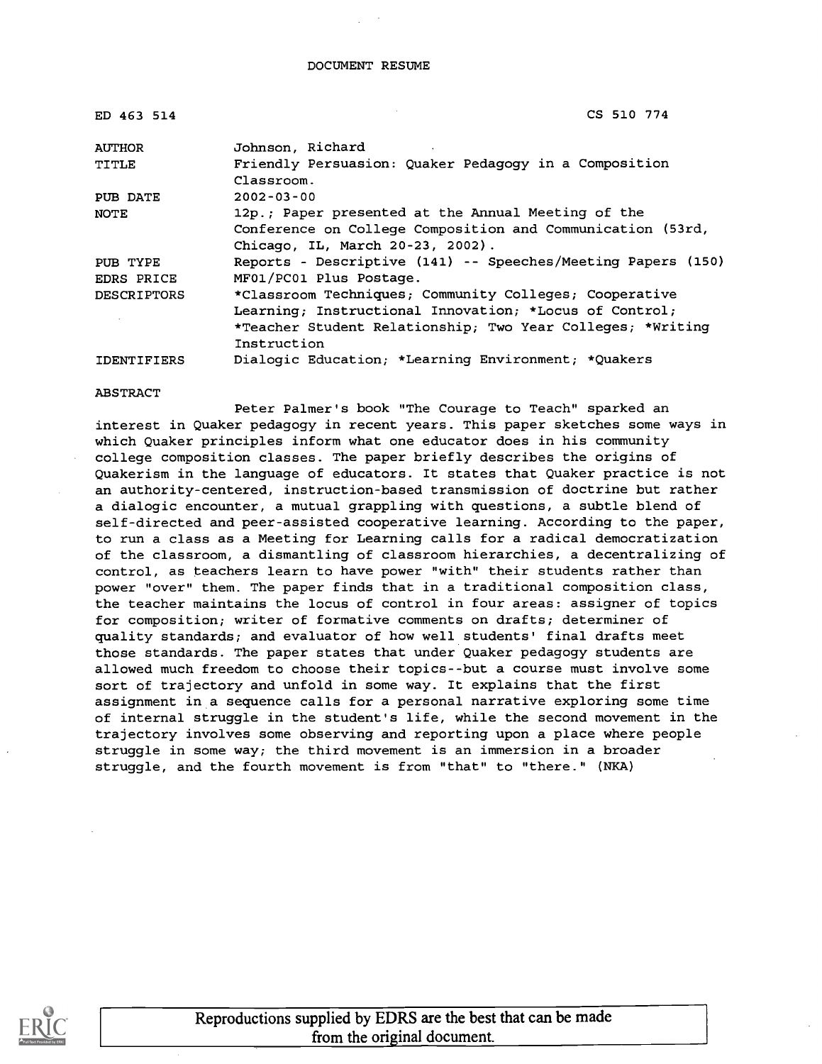DOCUMENT RESUME

| | |
|---|---|
| ED 463 514 | CS 510 774 |
| AUTHOR | Johnson, Richard |
| TITLE | Friendly Persuasion: Quaker Pedagogy in a Composition Classroom. |
| PUB DATE | 2002-03-00 |
| NOTE | 12p.; Paper presented at the Annual Meeting of the Conference on College Composition and Communication (53rd, Chicago, IL, March 20-23, 2002). |
| PUB TYPE | Reports - Descriptive (141) -- Speeches/Meeting Papers (150) |
| EDRS PRICE | MF01/PC01 Plus Postage. |
| DESCRIPTORS | *Classroom Techniques; Community Colleges; Cooperative Learning; Instructional Innovation; *Locus of Control; *Teacher Student Relationship; Two Year Colleges; *Writing Instruction |
| IDENTIFIERS | Dialogic Education; *Learning Environment; *Quakers |

ABSTRACT

Peter Palmer's book "The Courage to Teach" sparked an interest in Quaker pedagogy in recent years. This paper sketches some ways in which Quaker principles inform what one educator does in his community college composition classes. The paper briefly describes the origins of Quakerism in the language of educators. It states that Quaker practice is not an authority-centered, instruction-based transmission of doctrine but rather a dialogic encounter, a mutual grappling with questions, a subtle blend of self-directed and peer-assisted cooperative learning. According to the paper, to run a class as a Meeting for Learning calls for a radical democratization of the classroom, a dismantling of classroom hierarchies, a decentralizing of control, as teachers learn to have power "with" their students rather than power "over" them. The paper finds that in a traditional composition class, the teacher maintains the locus of control in four areas: assigner of topics for composition; writer of formative comments on drafts; determiner of quality standards; and evaluator of how well students' final drafts meet those standards. The paper states that under Quaker pedagogy students are allowed much freedom to choose their topics--but a course must involve some sort of trajectory and unfold in some way. It explains that the first assignment in a sequence calls for a personal narrative exploring some time of internal struggle in the student's life, while the second movement in the trajectory involves some observing and reporting upon a place where people struggle in some way; the third movement is an immersion in a broader struggle, and the fourth movement is from "that" to "there." (NKA)

Reproductions supplied by EDRS are the best that can be made from the original document.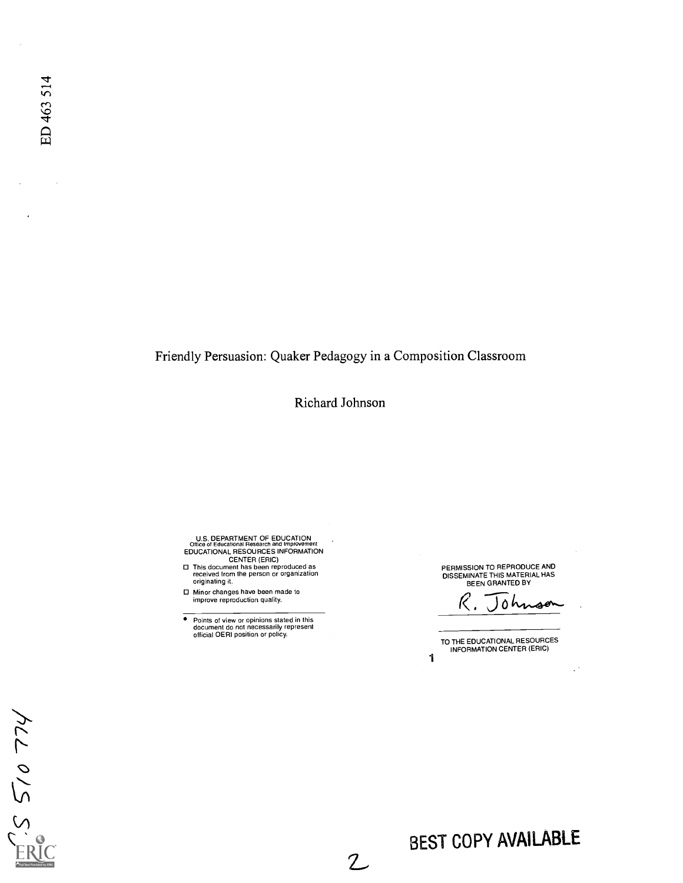ED 463 514

# Friendly Persuasion: Quaker Pedagogy in a Composition Classroom

Richard Johnson

U.S. DEPARTMENT OF EDUCATION
Office of Educational Research and Improvement
EDUCATIONAL RESOURCES INFORMATION CENTER (ERIC)

- This document has been reproduced as received from the person or organization originating it.
- Minor changes have been made to improve reproduction quality.

- Points of view or opinions stated in this document do not necessarily represent official OERI position or policy.

PERMISSION TO REPRODUCE AND DISSEMINATE THIS MATERIAL HAS BEEN GRANTED BY

R. Johnson

TO THE EDUCATIONAL RESOURCES INFORMATION CENTER (ERIC)

CS 510 774

BEST COPY AVAILABLE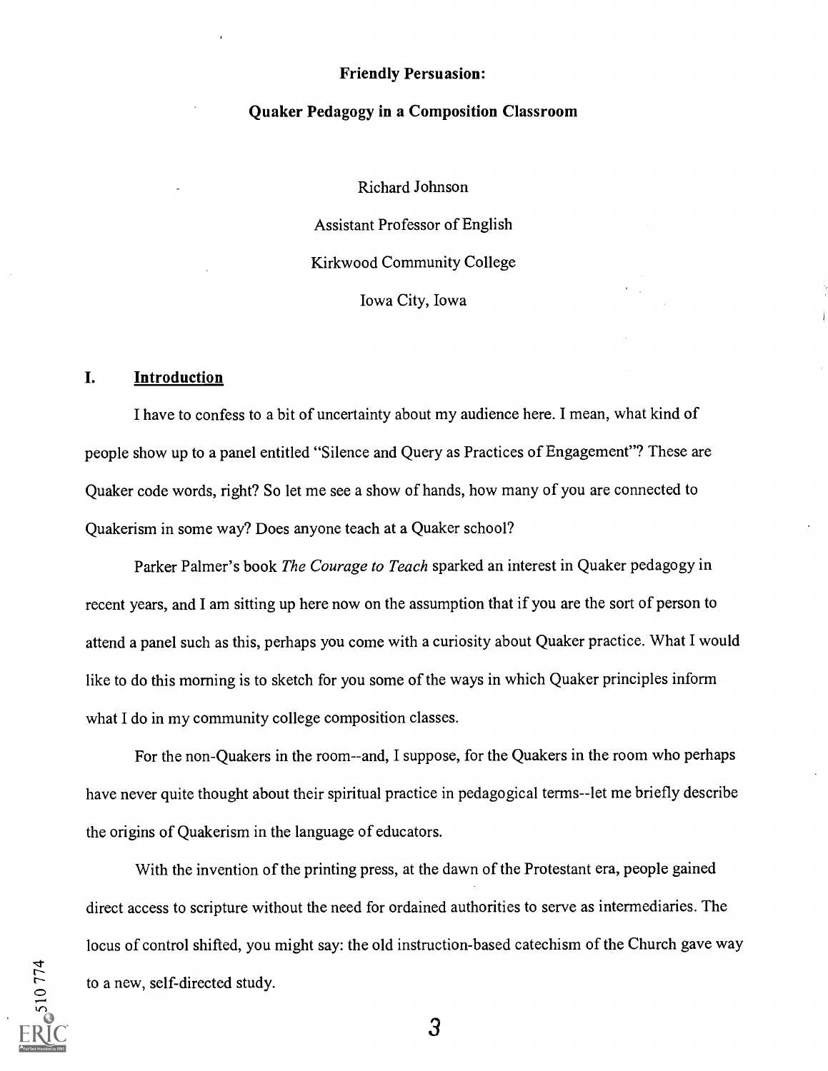# Friendly Persuasion:

## Quaker Pedagogy in a Composition Classroom

Richard Johnson

Assistant Professor of English

Kirkwood Community College

Iowa City, Iowa

## I. <u>Introduction</u>

I have to confess to a bit of uncertainty about my audience here. I mean, what kind of people show up to a panel entitled "Silence and Query as Practices of Engagement"? These are Quaker code words, right? So let me see a show of hands, how many of you are connected to Quakerism in some way? Does anyone teach at a Quaker school?

Parker Palmer's book *The Courage to Teach* sparked an interest in Quaker pedagogy in recent years, and I am sitting up here now on the assumption that if you are the sort of person to attend a panel such as this, perhaps you come with a curiosity about Quaker practice. What I would like to do this morning is to sketch for you some of the ways in which Quaker principles inform what I do in my community college composition classes.

For the non-Quakers in the room--and, I suppose, for the Quakers in the room who perhaps have never quite thought about their spiritual practice in pedagogical terms--let me briefly describe the origins of Quakerism in the language of educators.

With the invention of the printing press, at the dawn of the Protestant era, people gained direct access to scripture without the need for ordained authorities to serve as intermediaries. The locus of control shifted, you might say: the old instruction-based catechism of the Church gave way to a new, self-directed study.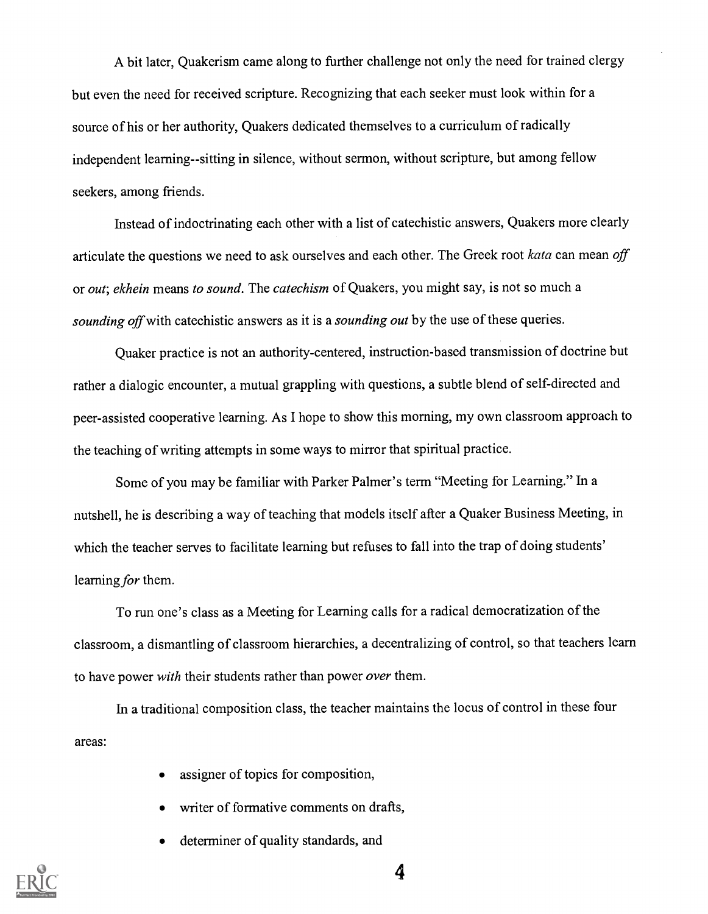A bit later, Quakerism came along to further challenge not only the need for trained clergy but even the need for received scripture. Recognizing that each seeker must look within for a source of his or her authority, Quakers dedicated themselves to a curriculum of radically independent learning--sitting in silence, without sermon, without scripture, but among fellow seekers, among friends.

Instead of indoctrinating each other with a list of catechistic answers, Quakers more clearly articulate the questions we need to ask ourselves and each other. The Greek root *kata* can mean *off* or *out*; *ekhein* means *to sound*. The *catechism* of Quakers, you might say, is not so much a *sounding off* with catechistic answers as it is a *sounding out* by the use of these queries.

Quaker practice is not an authority-centered, instruction-based transmission of doctrine but rather a dialogic encounter, a mutual grappling with questions, a subtle blend of self-directed and peer-assisted cooperative learning. As I hope to show this morning, my own classroom approach to the teaching of writing attempts in some ways to mirror that spiritual practice.

Some of you may be familiar with Parker Palmer's term "Meeting for Learning." In a nutshell, he is describing a way of teaching that models itself after a Quaker Business Meeting, in which the teacher serves to facilitate learning but refuses to fall into the trap of doing students' learning *for* them.

To run one's class as a Meeting for Learning calls for a radical democratization of the classroom, a dismantling of classroom hierarchies, a decentralizing of control, so that teachers learn to have power *with* their students rather than power *over* them.

In a traditional composition class, the teacher maintains the locus of control in these four areas:

- assigner of topics for composition,
- writer of formative comments on drafts,
- determiner of quality standards, and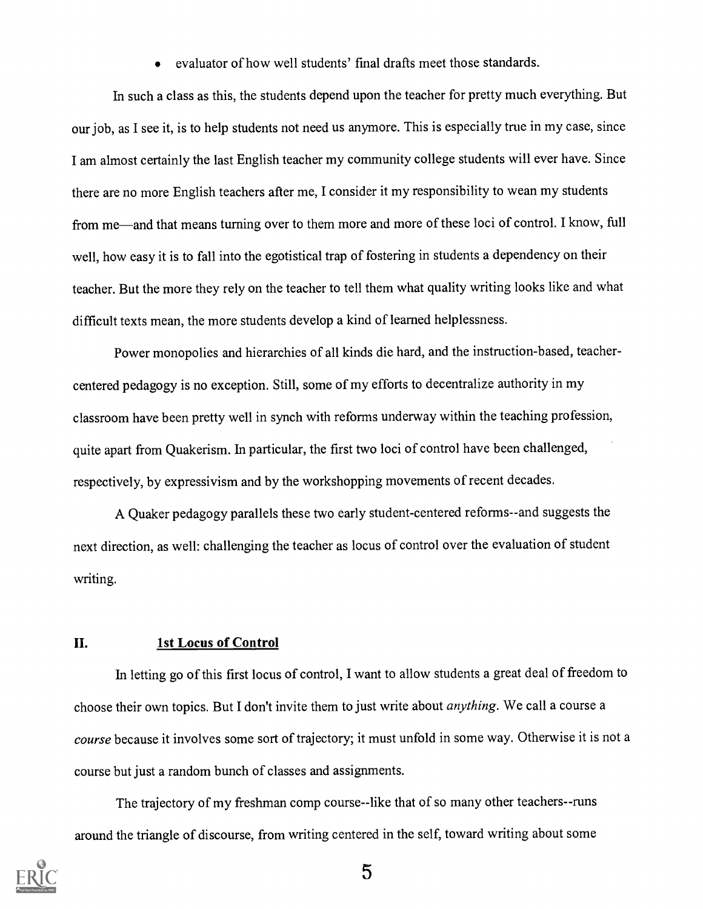- evaluator of how well students' final drafts meet those standards.

In such a class as this, the students depend upon the teacher for pretty much everything. But our job, as I see it, is to help students not need us anymore. This is especially true in my case, since I am almost certainly the last English teacher my community college students will ever have. Since there are no more English teachers after me, I consider it my responsibility to wean my students from me—and that means turning over to them more and more of these loci of control. I know, full well, how easy it is to fall into the egotistical trap of fostering in students a dependency on their teacher. But the more they rely on the teacher to tell them what quality writing looks like and what difficult texts mean, the more students develop a kind of learned helplessness.

Power monopolies and hierarchies of all kinds die hard, and the instruction-based, teacher-centered pedagogy is no exception. Still, some of my efforts to decentralize authority in my classroom have been pretty well in synch with reforms underway within the teaching profession, quite apart from Quakerism. In particular, the first two loci of control have been challenged, respectively, by expressivism and by the workshopping movements of recent decades.

A Quaker pedagogy parallels these two early student-centered reforms--and suggests the next direction, as well: challenging the teacher as locus of control over the evaluation of student writing.

## II. 1st Locus of Control

In letting go of this first locus of control, I want to allow students a great deal of freedom to choose their own topics. But I don't invite them to just write about *anything*. We call a course a *course* because it involves some sort of trajectory; it must unfold in some way. Otherwise it is not a course but just a random bunch of classes and assignments.

The trajectory of my freshman comp course--like that of so many other teachers--runs around the triangle of discourse, from writing centered in the self, toward writing about some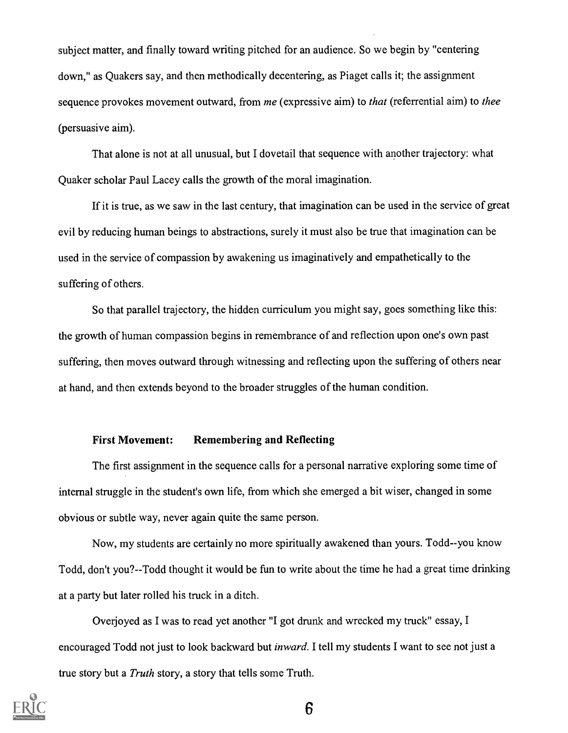subject matter, and finally toward writing pitched for an audience. So we begin by "centering down," as Quakers say, and then methodically decentering, as Piaget calls it; the assignment sequence provokes movement outward, from *me* (expressive aim) to *that* (referrential aim) to *thee* (persuasive aim).

That alone is not at all unusual, but I dovetail that sequence with another trajectory: what Quaker scholar Paul Lacey calls the growth of the moral imagination.

If it is true, as we saw in the last century, that imagination can be used in the service of great evil by reducing human beings to abstractions, surely it must also be true that imagination can be used in the service of compassion by awakening us imaginatively and empathetically to the suffering of others.

So that parallel trajectory, the hidden curriculum you might say, goes something like this: the growth of human compassion begins in remembrance of and reflection upon one's own past suffering, then moves outward through witnessing and reflecting upon the suffering of others near at hand, and then extends beyond to the broader struggles of the human condition.

### First Movement: Remembering and Reflecting

The first assignment in the sequence calls for a personal narrative exploring some time of internal struggle in the student's own life, from which she emerged a bit wiser, changed in some obvious or subtle way, never again quite the same person.

Now, my students are certainly no more spiritually awakened than yours. Todd--you know Todd, don't you?--Todd thought it would be fun to write about the time he had a great time drinking at a party but later rolled his truck in a ditch.

Overjoyed as I was to read yet another "I got drunk and wrecked my truck" essay, I encouraged Todd not just to look backward but *inward*. I tell my students I want to see not just a true story but a *Truth* story, a story that tells some Truth.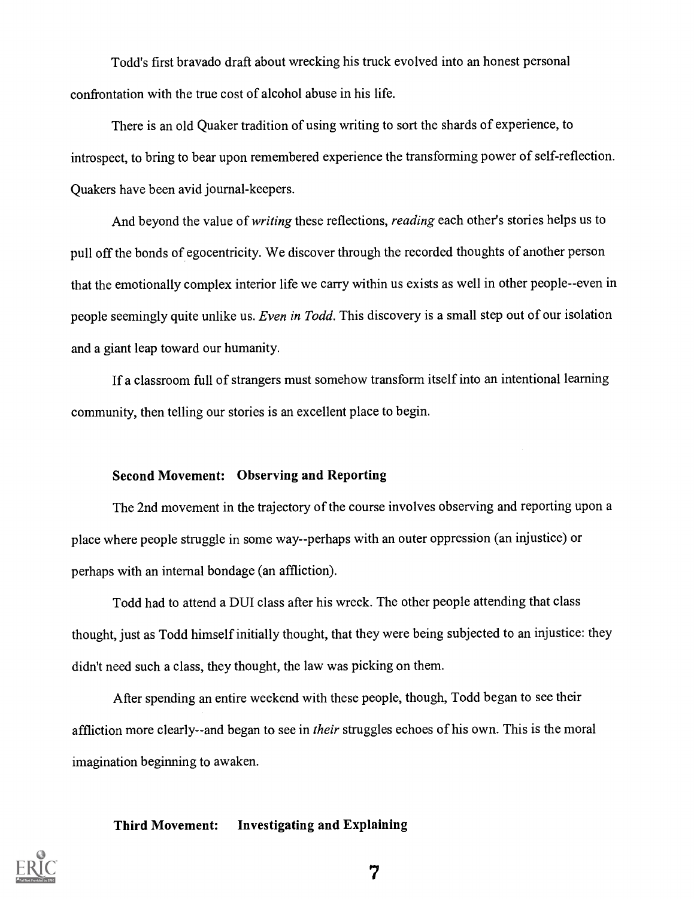Todd's first bravado draft about wrecking his truck evolved into an honest personal confrontation with the true cost of alcohol abuse in his life.

There is an old Quaker tradition of using writing to sort the shards of experience, to introspect, to bring to bear upon remembered experience the transforming power of self-reflection. Quakers have been avid journal-keepers.

And beyond the value of *writing* these reflections, *reading* each other's stories helps us to pull off the bonds of egocentricity. We discover through the recorded thoughts of another person that the emotionally complex interior life we carry within us exists as well in other people--even in people seemingly quite unlike us. *Even in Todd.* This discovery is a small step out of our isolation and a giant leap toward our humanity.

If a classroom full of strangers must somehow transform itself into an intentional learning community, then telling our stories is an excellent place to begin.

### Second Movement: Observing and Reporting

The 2nd movement in the trajectory of the course involves observing and reporting upon a place where people struggle in some way--perhaps with an outer oppression (an injustice) or perhaps with an internal bondage (an affliction).

Todd had to attend a DUI class after his wreck. The other people attending that class thought, just as Todd himself initially thought, that they were being subjected to an injustice: they didn't need such a class, they thought, the law was picking on them.

After spending an entire weekend with these people, though, Todd began to see their affliction more clearly--and began to see in *their* struggles echoes of his own. This is the moral imagination beginning to awaken.

### Third Movement: Investigating and Explaining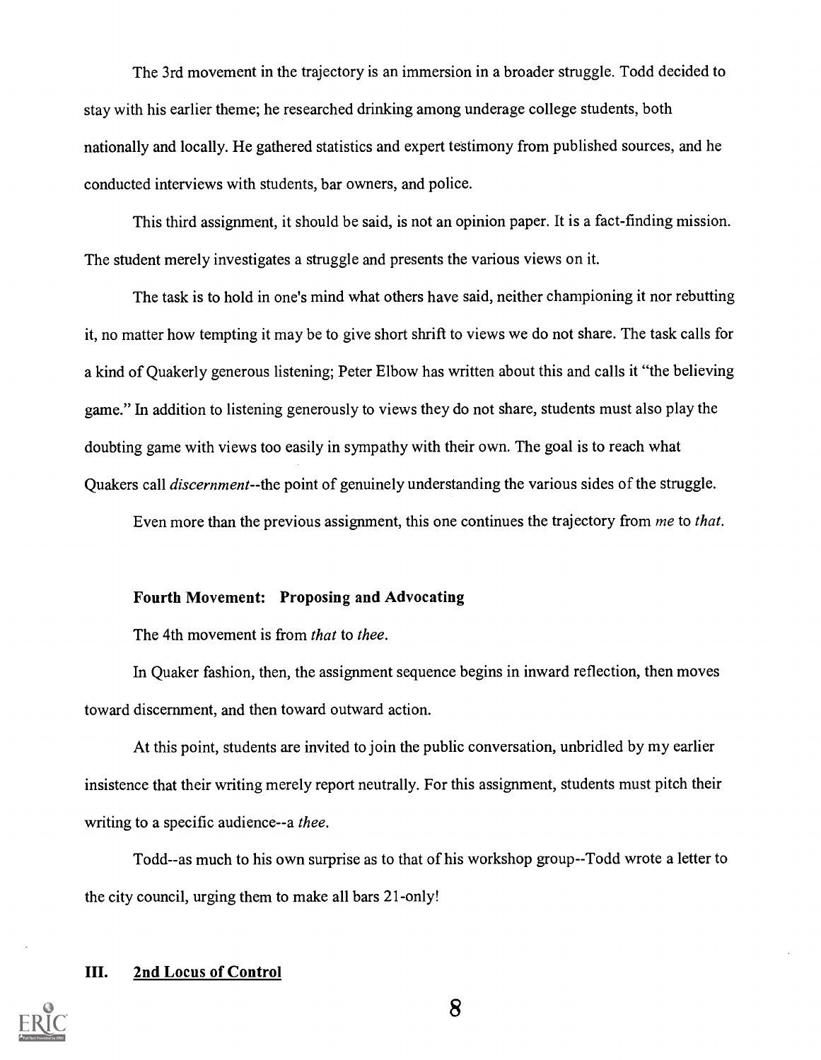The 3rd movement in the trajectory is an immersion in a broader struggle. Todd decided to stay with his earlier theme; he researched drinking among underage college students, both nationally and locally. He gathered statistics and expert testimony from published sources, and he conducted interviews with students, bar owners, and police.

This third assignment, it should be said, is not an opinion paper. It is a fact-finding mission. The student merely investigates a struggle and presents the various views on it.

The task is to hold in one's mind what others have said, neither championing it nor rebutting it, no matter how tempting it may be to give short shrift to views we do not share. The task calls for a kind of Quakerly generous listening; Peter Elbow has written about this and calls it "the believing game." In addition to listening generously to views they do not share, students must also play the doubting game with views too easily in sympathy with their own. The goal is to reach what Quakers call *discernment*--the point of genuinely understanding the various sides of the struggle.

Even more than the previous assignment, this one continues the trajectory from *me* to *that*.

### Fourth Movement: Proposing and Advocating

The 4th movement is from *that* to *thee*.

In Quaker fashion, then, the assignment sequence begins in inward reflection, then moves toward discernment, and then toward outward action.

At this point, students are invited to join the public conversation, unbridled by my earlier insistence that their writing merely report neutrally. For this assignment, students must pitch their writing to a specific audience--a *thee*.

Todd--as much to his own surprise as to that of his workshop group--Todd wrote a letter to the city council, urging them to make all bars 21-only!

## III. 2nd Locus of Control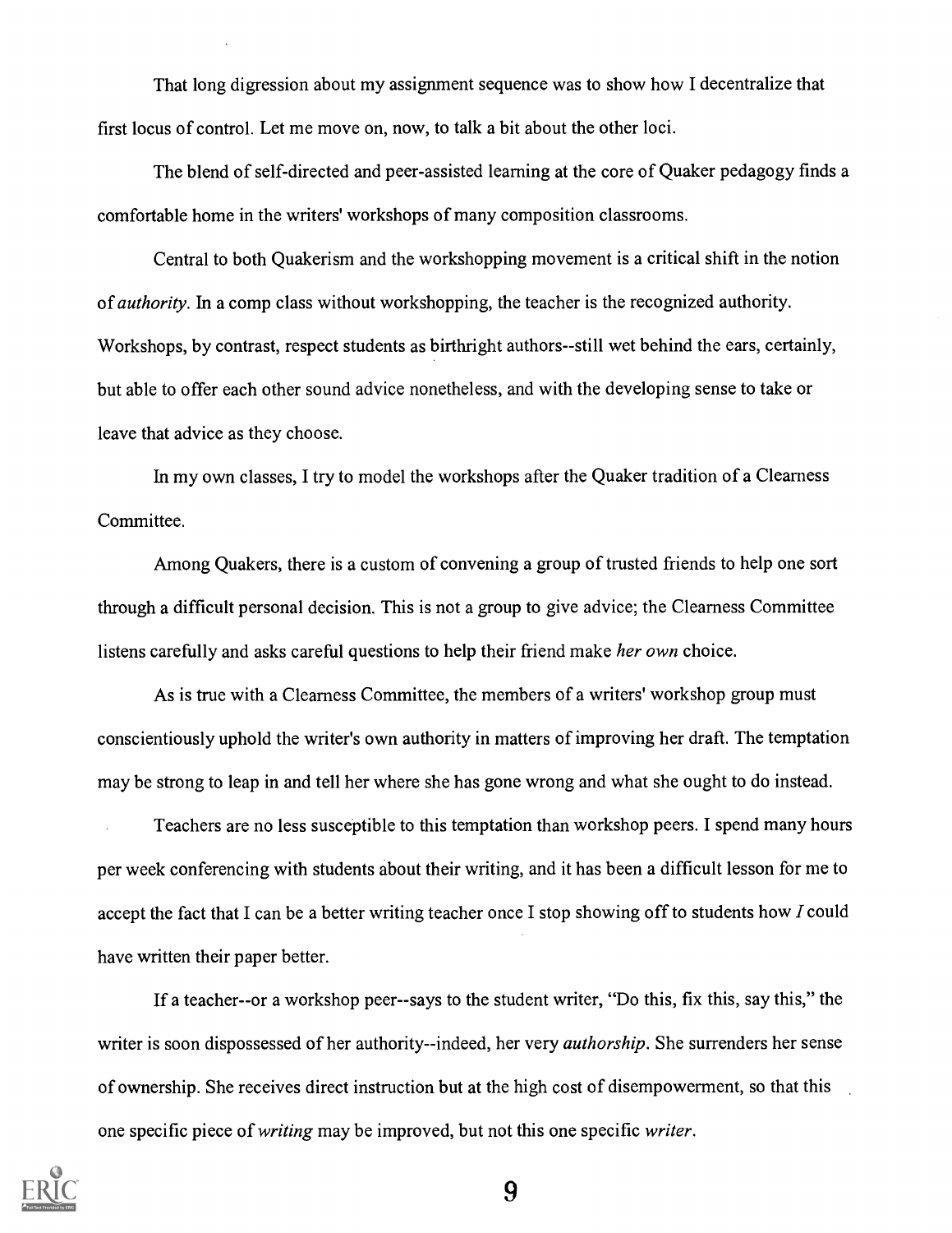That long digression about my assignment sequence was to show how I decentralize that first locus of control. Let me move on, now, to talk a bit about the other loci.

The blend of self-directed and peer-assisted learning at the core of Quaker pedagogy finds a comfortable home in the writers' workshops of many composition classrooms.

Central to both Quakerism and the workshopping movement is a critical shift in the notion of *authority*. In a comp class without workshopping, the teacher is the recognized authority. Workshops, by contrast, respect students as birthright authors--still wet behind the ears, certainly, but able to offer each other sound advice nonetheless, and with the developing sense to take or leave that advice as they choose.

In my own classes, I try to model the workshops after the Quaker tradition of a Clearness Committee.

Among Quakers, there is a custom of convening a group of trusted friends to help one sort through a difficult personal decision. This is not a group to give advice; the Clearness Committee listens carefully and asks careful questions to help their friend make *her own* choice.

As is true with a Clearness Committee, the members of a writers' workshop group must conscientiously uphold the writer's own authority in matters of improving her draft. The temptation may be strong to leap in and tell her where she has gone wrong and what she ought to do instead.

Teachers are no less susceptible to this temptation than workshop peers. I spend many hours per week conferencing with students about their writing, and it has been a difficult lesson for me to accept the fact that I can be a better writing teacher once I stop showing off to students how *I* could have written their paper better.

If a teacher--or a workshop peer--says to the student writer, "Do this, fix this, say this," the writer is soon dispossessed of her authority--indeed, her very *authorship*. She surrenders her sense of ownership. She receives direct instruction but at the high cost of disempowerment, so that this one specific piece of *writing* may be improved, but not this one specific *writer*.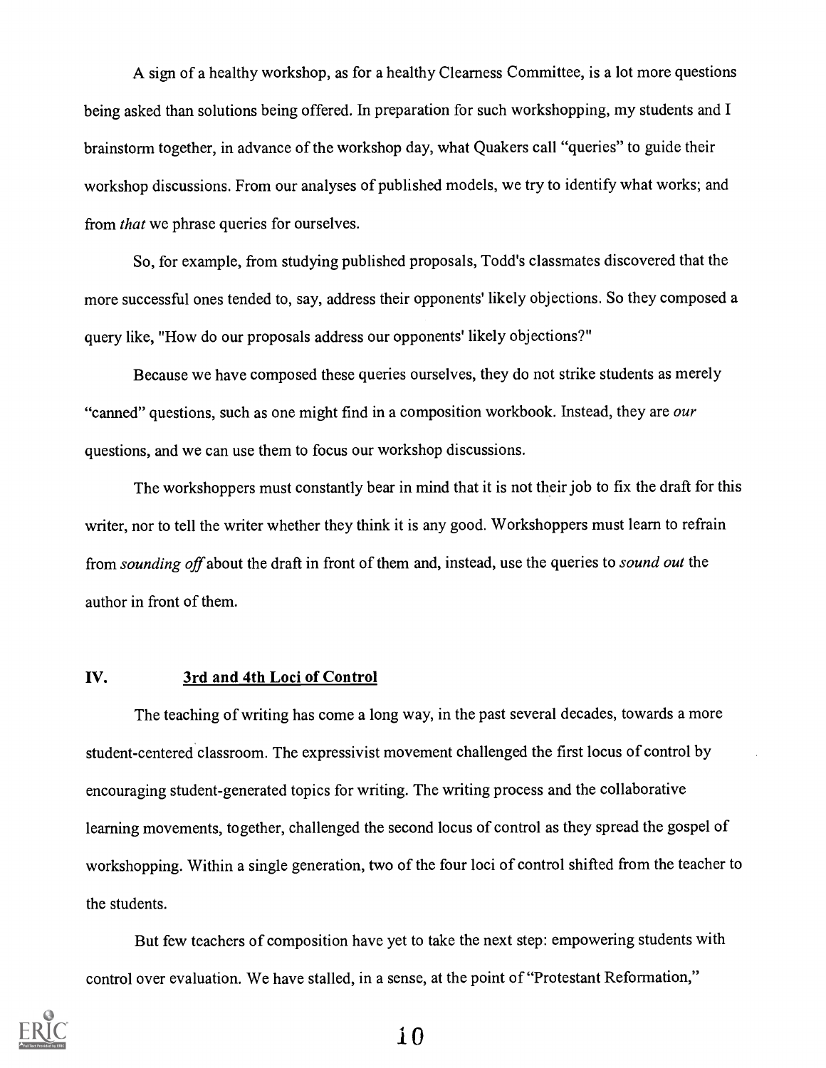A sign of a healthy workshop, as for a healthy Clearness Committee, is a lot more questions being asked than solutions being offered. In preparation for such workshopping, my students and I brainstorm together, in advance of the workshop day, what Quakers call "queries" to guide their workshop discussions. From our analyses of published models, we try to identify what works; and from *that* we phrase queries for ourselves.

So, for example, from studying published proposals, Todd's classmates discovered that the more successful ones tended to, say, address their opponents' likely objections. So they composed a query like, "How do our proposals address our opponents' likely objections?"

Because we have composed these queries ourselves, they do not strike students as merely "canned" questions, such as one might find in a composition workbook. Instead, they are *our* questions, and we can use them to focus our workshop discussions.

The workshoppers must constantly bear in mind that it is not their job to fix the draft for this writer, nor to tell the writer whether they think it is any good. Workshoppers must learn to refrain from *sounding off* about the draft in front of them and, instead, use the queries to *sound out* the author in front of them.

## IV. 3rd and 4th Loci of Control

The teaching of writing has come a long way, in the past several decades, towards a more student-centered classroom. The expressivist movement challenged the first locus of control by encouraging student-generated topics for writing. The writing process and the collaborative learning movements, together, challenged the second locus of control as they spread the gospel of workshopping. Within a single generation, two of the four loci of control shifted from the teacher to the students.

But few teachers of composition have yet to take the next step: empowering students with control over evaluation. We have stalled, in a sense, at the point of "Protestant Reformation,"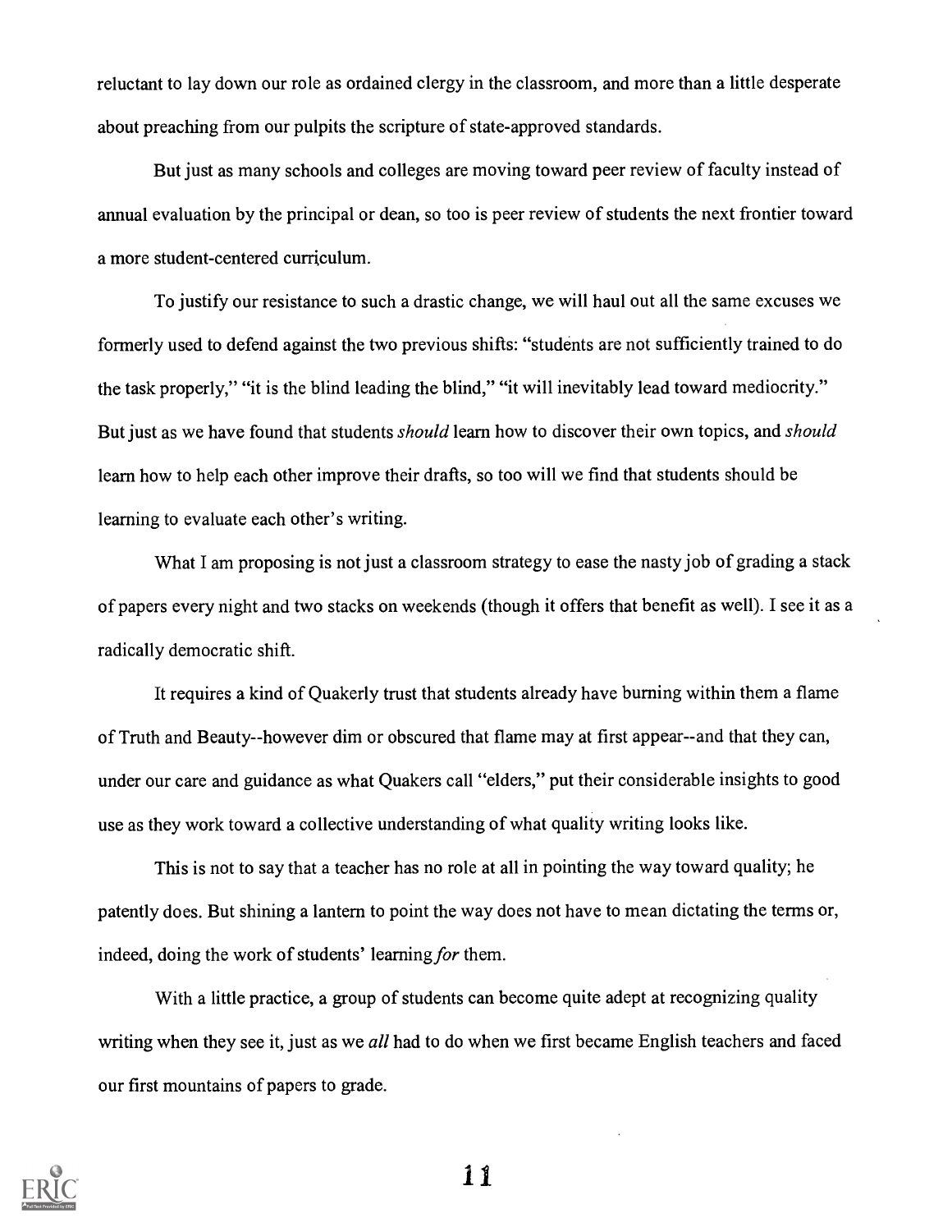reluctant to lay down our role as ordained clergy in the classroom, and more than a little desperate about preaching from our pulpits the scripture of state-approved standards.

But just as many schools and colleges are moving toward peer review of faculty instead of annual evaluation by the principal or dean, so too is peer review of students the next frontier toward a more student-centered curriculum.

To justify our resistance to such a drastic change, we will haul out all the same excuses we formerly used to defend against the two previous shifts: "students are not sufficiently trained to do the task properly," "it is the blind leading the blind," "it will inevitably lead toward mediocrity." But just as we have found that students *should* learn how to discover their own topics, and *should* learn how to help each other improve their drafts, so too will we find that students should be learning to evaluate each other's writing.

What I am proposing is not just a classroom strategy to ease the nasty job of grading a stack of papers every night and two stacks on weekends (though it offers that benefit as well). I see it as a radically democratic shift.

It requires a kind of Quakerly trust that students already have burning within them a flame of Truth and Beauty--however dim or obscured that flame may at first appear--and that they can, under our care and guidance as what Quakers call "elders," put their considerable insights to good use as they work toward a collective understanding of what quality writing looks like.

This is not to say that a teacher has no role at all in pointing the way toward quality; he patently does. But shining a lantern to point the way does not have to mean dictating the terms or, indeed, doing the work of students' learning *for* them.

With a little practice, a group of students can become quite adept at recognizing quality writing when they see it, just as we *all* had to do when we first became English teachers and faced our first mountains of papers to grade.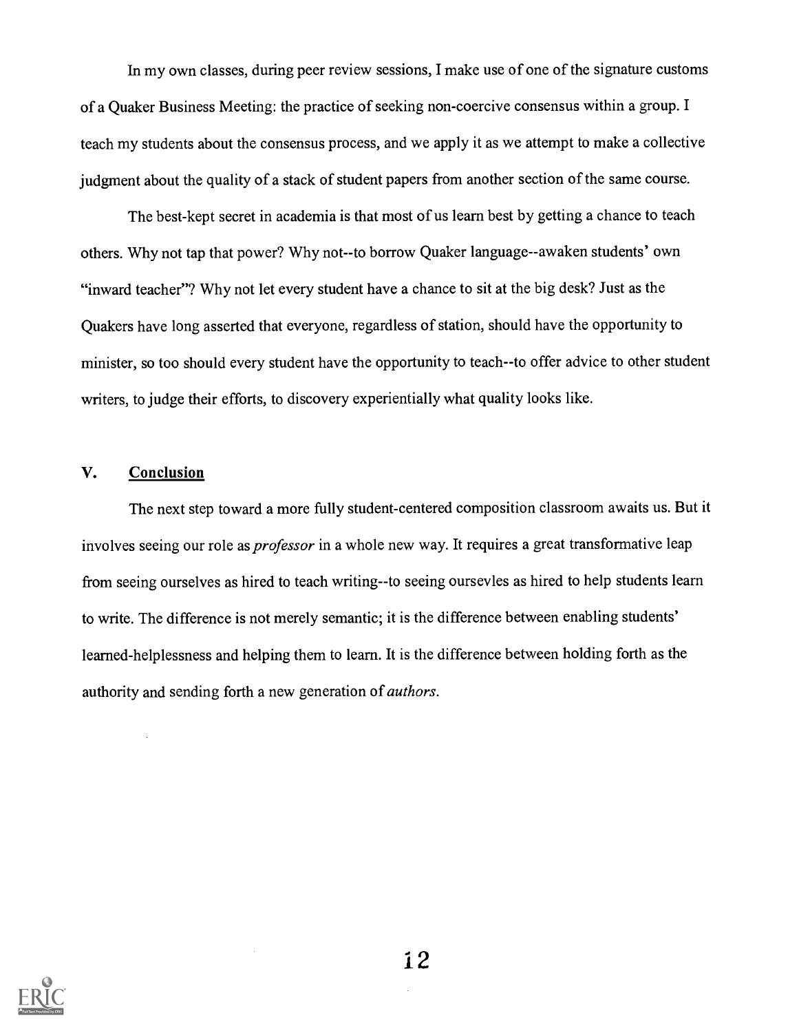In my own classes, during peer review sessions, I make use of one of the signature customs of a Quaker Business Meeting: the practice of seeking non-coercive consensus within a group. I teach my students about the consensus process, and we apply it as we attempt to make a collective judgment about the quality of a stack of student papers from another section of the same course.

The best-kept secret in academia is that most of us learn best by getting a chance to teach others. Why not tap that power? Why not--to borrow Quaker language--awaken students' own "inward teacher"? Why not let every student have a chance to sit at the big desk? Just as the Quakers have long asserted that everyone, regardless of station, should have the opportunity to minister, so too should every student have the opportunity to teach--to offer advice to other student writers, to judge their efforts, to discovery experientially what quality looks like.

## V. Conclusion

The next step toward a more fully student-centered composition classroom awaits us. But it involves seeing our role as *professor* in a whole new way. It requires a great transformative leap from seeing ourselves as hired to teach writing--to seeing oursevles as hired to help students learn to write. The difference is not merely semantic; it is the difference between enabling students' learned-helplessness and helping them to learn. It is the difference between holding forth as the authority and sending forth a new generation of *authors*.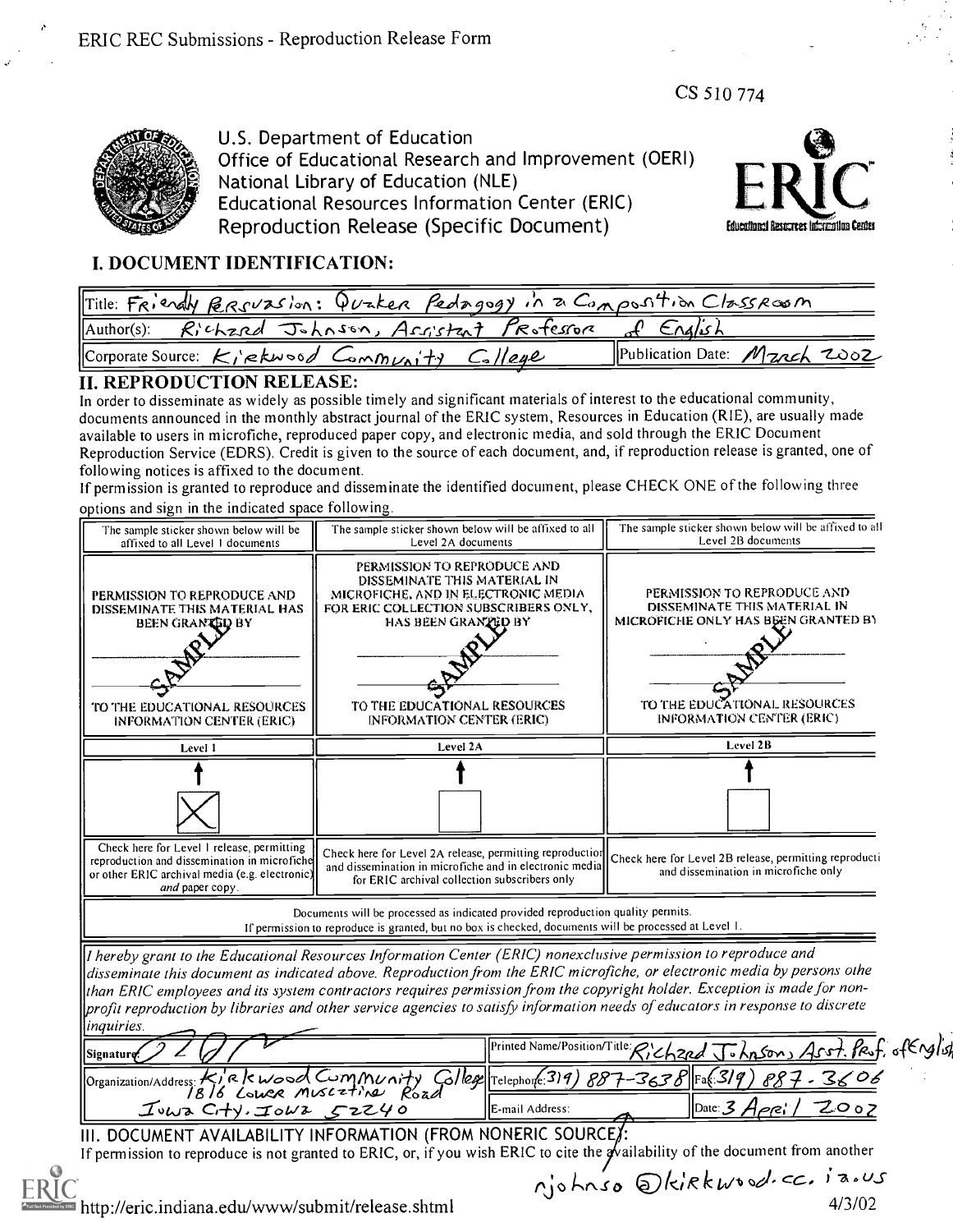ERIC REC Submissions - Reproduction Release Form

CS 510 774

U.S. Department of Education
Office of Educational Research and Improvement (OERI)
National Library of Education (NLE)
Educational Resources Information Center (ERIC)
Reproduction Release (Specific Document)

## I. DOCUMENT IDENTIFICATION:

| | |
|---|---|
| Title: Friendly Persuasion: Quaker Pedagogy in a Composition Classroom | |
| Author(s): Richard Johnson, Assistant Professor of English | |
| Corporate Source: Kirkwood Community College | Publication Date: March 2002 |

## II. REPRODUCTION RELEASE:

In order to disseminate as widely as possible timely and significant materials of interest to the educational community, documents announced in the monthly abstract journal of the ERIC system, Resources in Education (RIE), are usually made available to users in microfiche, reproduced paper copy, and electronic media, and sold through the ERIC Document Reproduction Service (EDRS). Credit is given to the source of each document, and, if reproduction release is granted, one of following notices is affixed to the document.

If permission is granted to reproduce and disseminate the identified document, please CHECK ONE of the following three options and sign in the indicated space following.

| The sample sticker shown below will be affixed to all Level 1 documents | The sample sticker shown below will be affixed to all Level 2A documents | The sample sticker shown below will be affixed to all Level 2B documents |
|---|---|---|
| PERMISSION TO REPRODUCE AND DISSEMINATE THIS MATERIAL HAS BEEN GRANTED BY ______ SAMPLE ______ TO THE EDUCATIONAL RESOURCES INFORMATION CENTER (ERIC) | PERMISSION TO REPRODUCE AND DISSEMINATE THIS MATERIAL IN MICROFICHE, AND IN ELECTRONIC MEDIA FOR ERIC COLLECTION SUBSCRIBERS ONLY, HAS BEEN GRANTED BY ______ SAMPLE ______ TO THE EDUCATIONAL RESOURCES INFORMATION CENTER (ERIC) | PERMISSION TO REPRODUCE AND DISSEMINATE THIS MATERIAL IN MICROFICHE ONLY HAS BEEN GRANTED BY ______ SAMPLE ______ TO THE EDUCATIONAL RESOURCES INFORMATION CENTER (ERIC) |
| Level 1 | Level 2A | Level 2B |
| [X] | [ ] | [ ] |
| Check here for Level 1 release, permitting reproduction and dissemination in microfiche or other ERIC archival media (e.g. electronic) *and* paper copy. | Check here for Level 2A release, permitting reproduction and dissemination in microfiche and in electronic media for ERIC archival collection subscribers only | Check here for Level 2B release, permitting reproduction and dissemination in microfiche only |

Documents will be processed as indicated provided reproduction quality permits.
If permission to reproduce is granted, but no box is checked, documents will be processed at Level 1.

*I hereby grant to the Educational Resources Information Center (ERIC) nonexclusive permission to reproduce and disseminate this document as indicated above. Reproduction from the ERIC microfiche, or electronic media by persons other than ERIC employees and its system contractors requires permission from the copyright holder. Exception is made for non-profit reproduction by libraries and other service agencies to satisfy information needs of educators in response to discrete inquiries.*

| | | |
|---|---|---|
| Signature: [signature] | Printed Name/Position/Title: Richard Johnson, Asst. Prof. of English | |
| Organization/Address: Kirkwood Community College 1816 Lower Muscatine Road Iowa City, Iowa 52240 | Telephone: (319) 887-3638 | Fax: (319) 887-3606 |
| | E-mail Address: rjohnso@kirkwood.cc.ia.us | Date: 3 April 2002 |

III. DOCUMENT AVAILABILITY INFORMATION (FROM NONERIC SOURCE):

If permission to reproduce is not granted to ERIC, or, if you wish ERIC to cite the availability of the document from another

http://eric.indiana.edu/www/submit/release.shtml

4/3/02